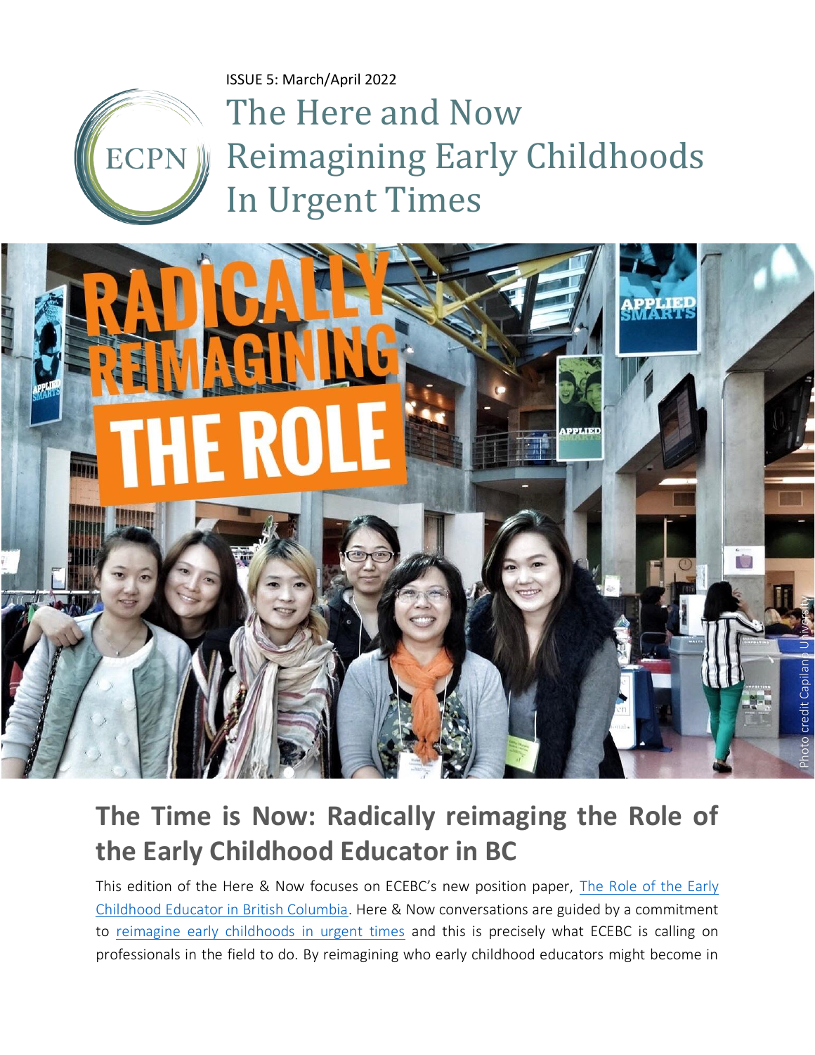ISSUE 5: March/April 2022

# The Here and Now Reimagining Early Childhoods In Urgent Times

## The Time is Now: Radically reimaging the Role of the Early Childhood Educator in BC

This edition of the Here & Now focuses on ECEBC's new position paper, The Role of the Early Childhood Educator in British Columbia. Here & Now conversations are guided by a commitment to reimagine early childhoods in urgent times and this is precisely what ECEBC is calling on professionals in the field to do. By reimagining who early childhood educators might become in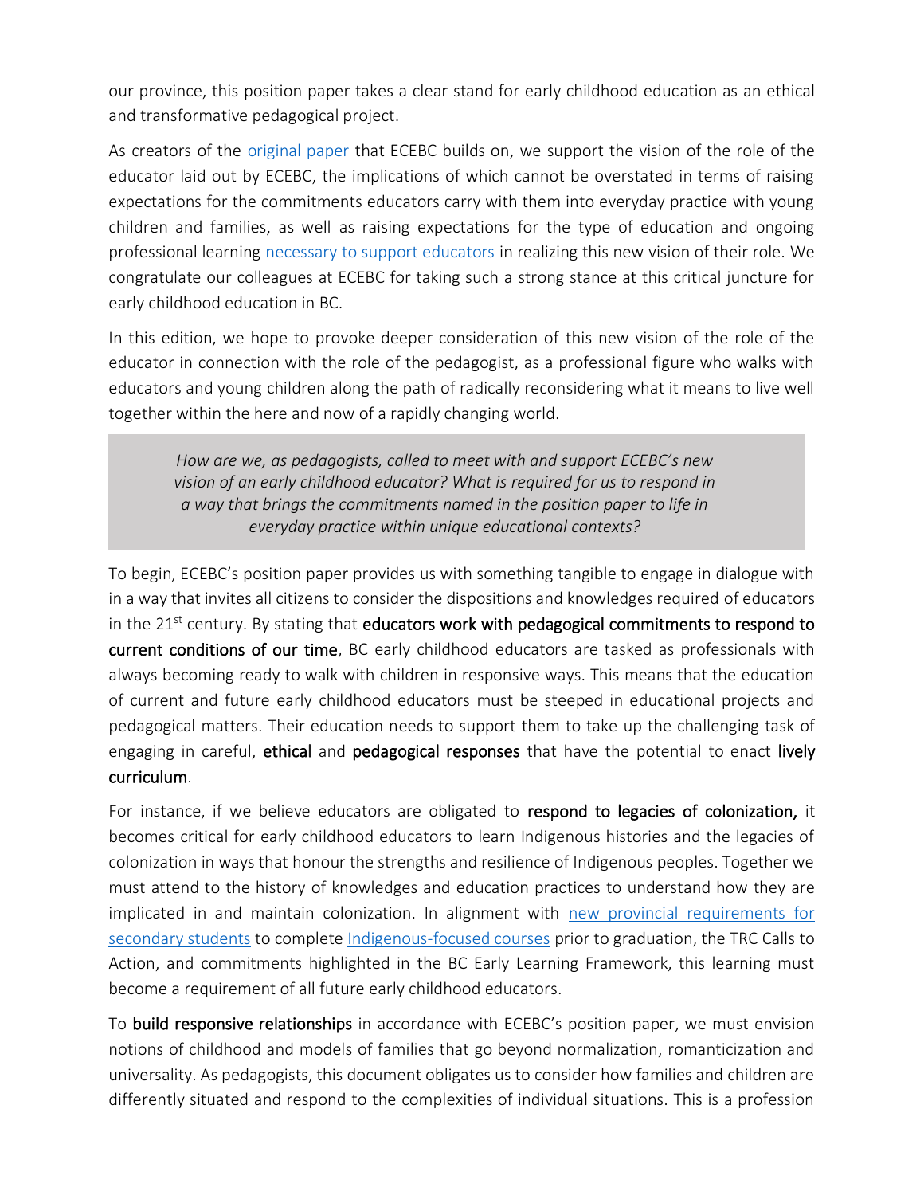our province, this position paper takes a clear stand for early childhood education as an ethical and transformative pedagogical project.

As creators of the original paper that ECEBC builds on, we support the vision of the role of the educator laid out by ECEBC, the implications of which cannot be overstated in terms of raising expectations for the commitments educators carry with them into everyday practice with young children and families, as well as raising expectations for the type of education and ongoing professional learning necessary to support educators in realizing this new vision of their role. We congratulate our colleagues at ECEBC for taking such a strong stance at this critical juncture for early childhood education in BC.

In this edition, we hope to provoke deeper consideration of this new vision of the role of the educator in connection with the role of the pedagogist, as a professional figure who walks with educators and young children along the path of radically reconsidering what it means to live well together within the here and now of a rapidly changing world.

> *How are we, as pedagogists, called to meet with and support ECEBC's new vision of an early childhood educator? What is required for us to respond in a way that brings the commitments named in the position paper to life in everyday practice within unique educational contexts?*

To begin, ECEBC's position paper provides us with something tangible to engage in dialogue with in a way that invites all citizens to consider the dispositions and knowledges required of educators in the 21st century. By stating that **educators work with pedagogical commitments to respond to current conditions of our time**, BC early childhood educators are tasked as professionals with always becoming ready to walk with children in responsive ways. This means that the education of current and future early childhood educators must be steeped in educational projects and pedagogical matters. Their education needs to support them to take up the challenging task of engaging in careful, **ethical** and **pedagogical responses** that have the potential to enact **lively curriculum**.

For instance, if we believe educators are obligated to **respond to legacies of colonization,** it becomes critical for early childhood educators to learn Indigenous histories and the legacies of colonization in ways that honour the strengths and resilience of Indigenous peoples. Together we must attend to the history of knowledges and education practices to understand how they are implicated in and maintain colonization. In alignment with new provincial requirements for secondary students to complete Indigenous-focused courses prior to graduation, the TRC Calls to Action, and commitments highlighted in the BC Early Learning Framework, this learning must become a requirement of all future early childhood educators.

To **build responsive relationships** in accordance with ECEBC's position paper, we must envision notions of childhood and models of families that go beyond normalization, romanticization and universality. As pedagogists, this document obligates us to consider how families and children are differently situated and respond to the complexities of individual situations. This is a profession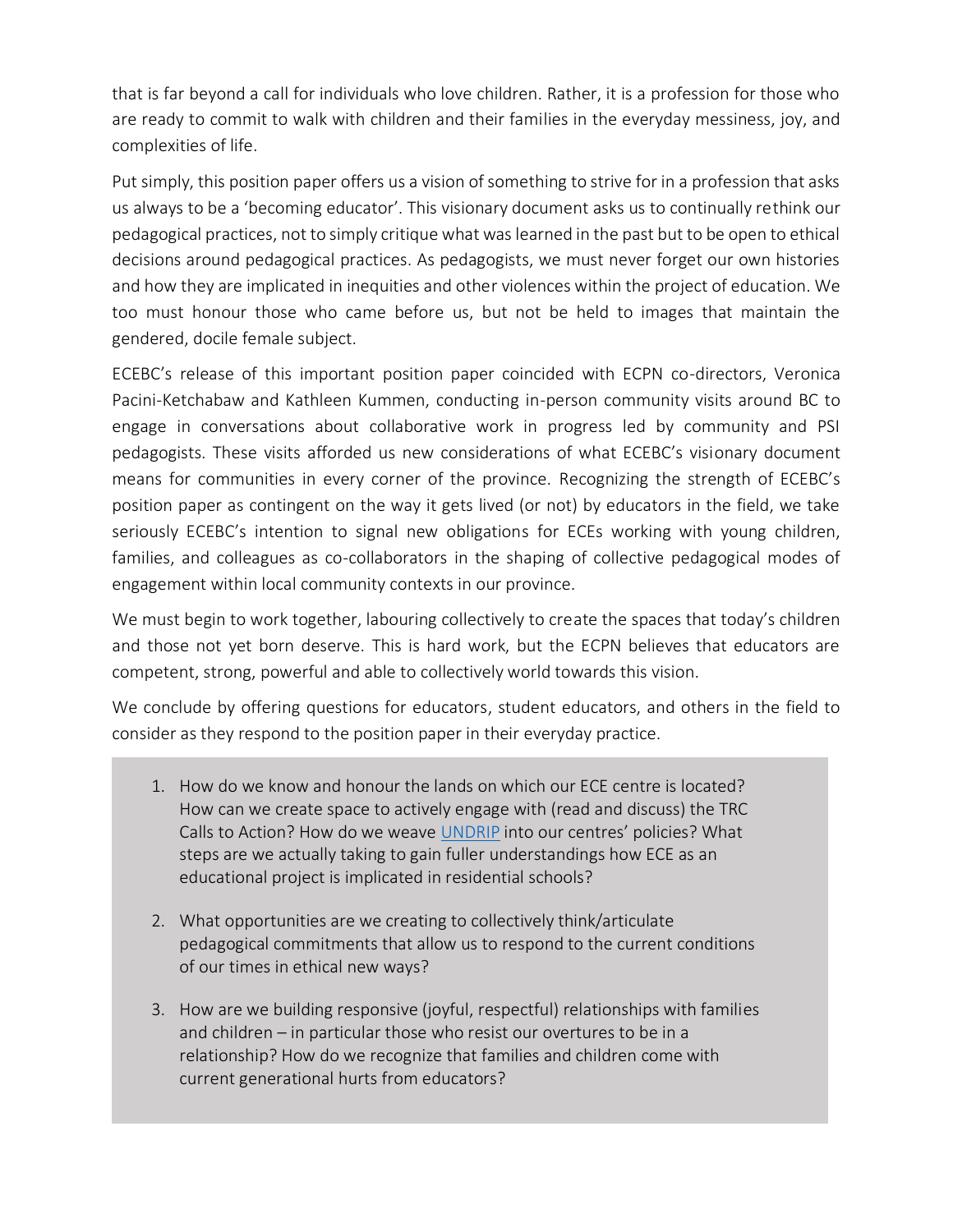that is far beyond a call for individuals who love children. Rather, it is a profession for those who are ready to commit to walk with children and their families in the everyday messiness, joy, and complexities of life.

Put simply, this position paper offers us a vision of something to strive for in a profession that asks us always to be a 'becoming educator'. This visionary document asks us to continually rethink our pedagogical practices, not to simply critique what was learned in the past but to be open to ethical decisions around pedagogical practices. As pedagogists, we must never forget our own histories and how they are implicated in inequities and other violences within the project of education. We too must honour those who came before us, but not be held to images that maintain the gendered, docile female subject.

ECEBC's release of this important position paper coincided with ECPN co-directors, Veronica Pacini-Ketchabaw and Kathleen Kummen, conducting in-person community visits around BC to engage in conversations about collaborative work in progress led by community and PSI pedagogists. These visits afforded us new considerations of what ECEBC's visionary document means for communities in every corner of the province. Recognizing the strength of ECEBC's position paper as contingent on the way it gets lived (or not) by educators in the field, we take seriously ECEBC's intention to signal new obligations for ECEs working with young children, families, and colleagues as co-collaborators in the shaping of collective pedagogical modes of engagement within local community contexts in our province.

We must begin to work together, labouring collectively to create the spaces that today's children and those not yet born deserve. This is hard work, but the ECPN believes that educators are competent, strong, powerful and able to collectively world towards this vision.

We conclude by offering questions for educators, student educators, and others in the field to consider as they respond to the position paper in their everyday practice.

1. How do we know and honour the lands on which our ECE centre is located? How can we create space to actively engage with (read and discuss) the TRC Calls to Action? How do we weave UNDRIP into our centres' policies? What steps are we actually taking to gain fuller understandings how ECE as an educational project is implicated in residential schools?

2. What opportunities are we creating to collectively think/articulate pedagogical commitments that allow us to respond to the current conditions of our times in ethical new ways?

3. How are we building responsive (joyful, respectful) relationships with families and children – in particular those who resist our overtures to be in a relationship? How do we recognize that families and children come with current generational hurts from educators?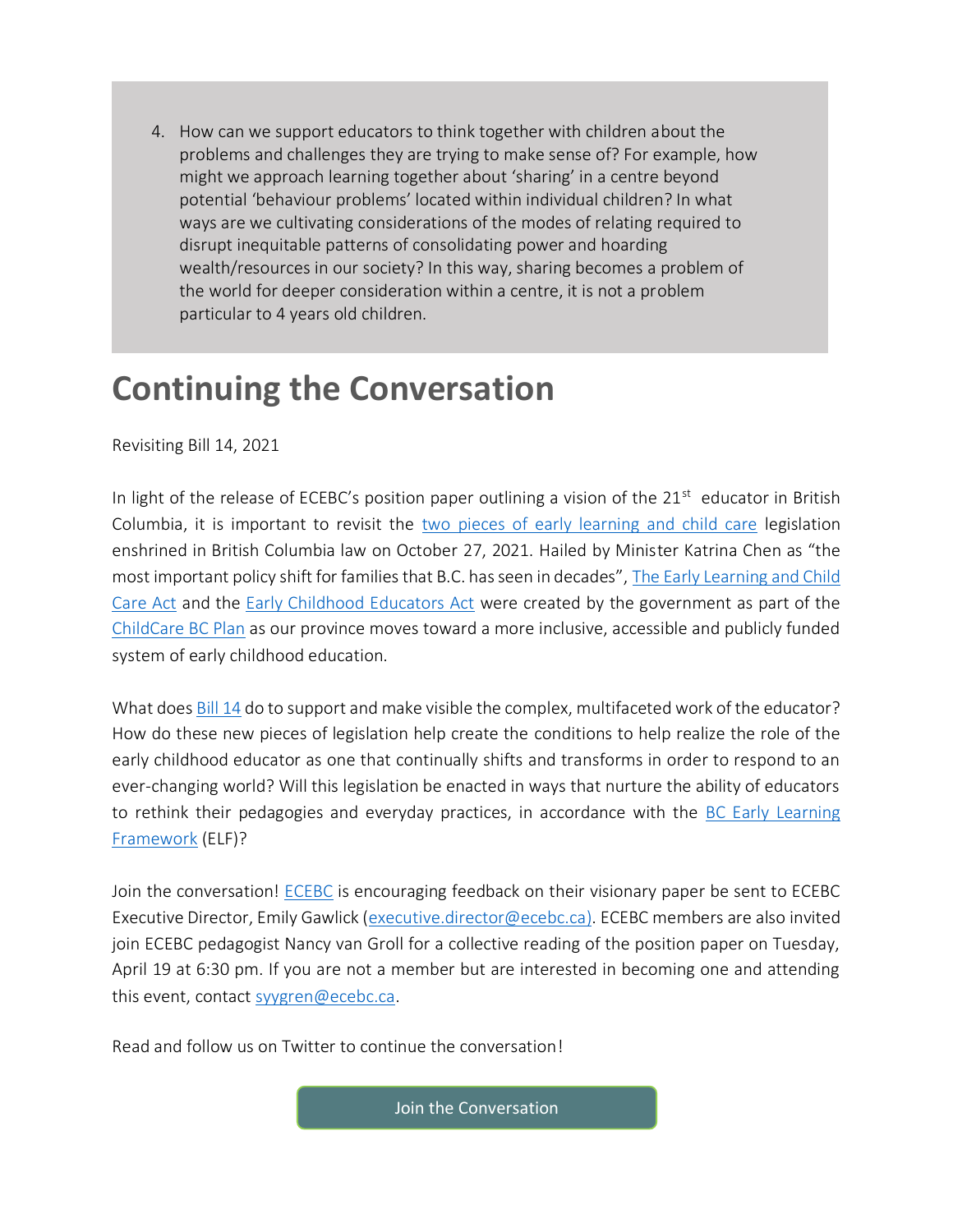4. How can we support educators to think together with children about the problems and challenges they are trying to make sense of? For example, how might we approach learning together about 'sharing' in a centre beyond potential 'behaviour problems' located within individual children? In what ways are we cultivating considerations of the modes of relating required to disrupt inequitable patterns of consolidating power and hoarding wealth/resources in our society? In this way, sharing becomes a problem of the world for deeper consideration within a centre, it is not a problem particular to 4 years old children.

# Continuing the Conversation

Revisiting Bill 14, 2021

In light of the release of ECEBC's position paper outlining a vision of the 21st educator in British Columbia, it is important to revisit the two pieces of early learning and child care legislation enshrined in British Columbia law on October 27, 2021. Hailed by Minister Katrina Chen as "the most important policy shift for families that B.C. has seen in decades", The Early Learning and Child Care Act and the Early Childhood Educators Act were created by the government as part of the ChildCare BC Plan as our province moves toward a more inclusive, accessible and publicly funded system of early childhood education.

What does Bill 14 do to support and make visible the complex, multifaceted work of the educator? How do these new pieces of legislation help create the conditions to help realize the role of the early childhood educator as one that continually shifts and transforms in order to respond to an ever-changing world? Will this legislation be enacted in ways that nurture the ability of educators to rethink their pedagogies and everyday practices, in accordance with the BC Early Learning Framework (ELF)?

Join the conversation! ECEBC is encouraging feedback on their visionary paper be sent to ECEBC Executive Director, Emily Gawlick (executive.director@ecebc.ca). ECEBC members are also invited join ECEBC pedagogist Nancy van Groll for a collective reading of the position paper on Tuesday, April 19 at 6:30 pm. If you are not a member but are interested in becoming one and attending this event, contact syygren@ecebc.ca.

Read and follow us on Twitter to continue the conversation!

Join the Conversation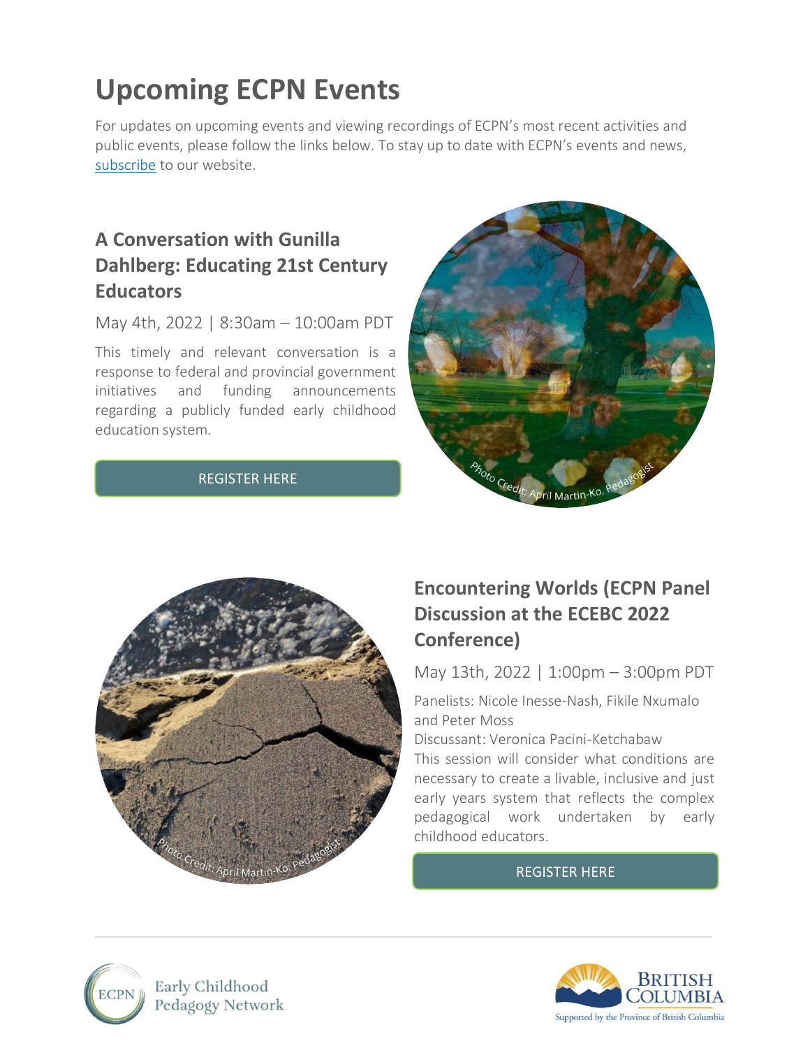# Upcoming ECPN Events

For updates on upcoming events and viewing recordings of ECPN's most recent activities and public events, please follow the links below. To stay up to date with ECPN's events and news, subscribe to our website.

## A Conversation with Gunilla Dahlberg: Educating 21st Century Educators

May 4th, 2022 | 8:30am – 10:00am PDT

This timely and relevant conversation is a response to federal and provincial government initiatives and funding announcements regarding a publicly funded early childhood education system.

REGISTER HERE

Photo Credit: April Martin-Ko, Pedagogist

## Encountering Worlds (ECPN Panel Discussion at the ECEBC 2022 Conference)

May 13th, 2022 | 1:00pm – 3:00pm PDT

Panelists: Nicole Inesse-Nash, Fikile Nxumalo and Peter Moss
Discussant: Veronica Pacini-Ketchabaw
This session will consider what conditions are necessary to create a livable, inclusive and just early years system that reflects the complex pedagogical work undertaken by early childhood educators.

REGISTER HERE

Photo Credit: April Martin-Ko, Pedagogist

ECPN Early Childhood Pedagogy Network

BRITISH COLUMBIA
Supported by the Province of British Columbia